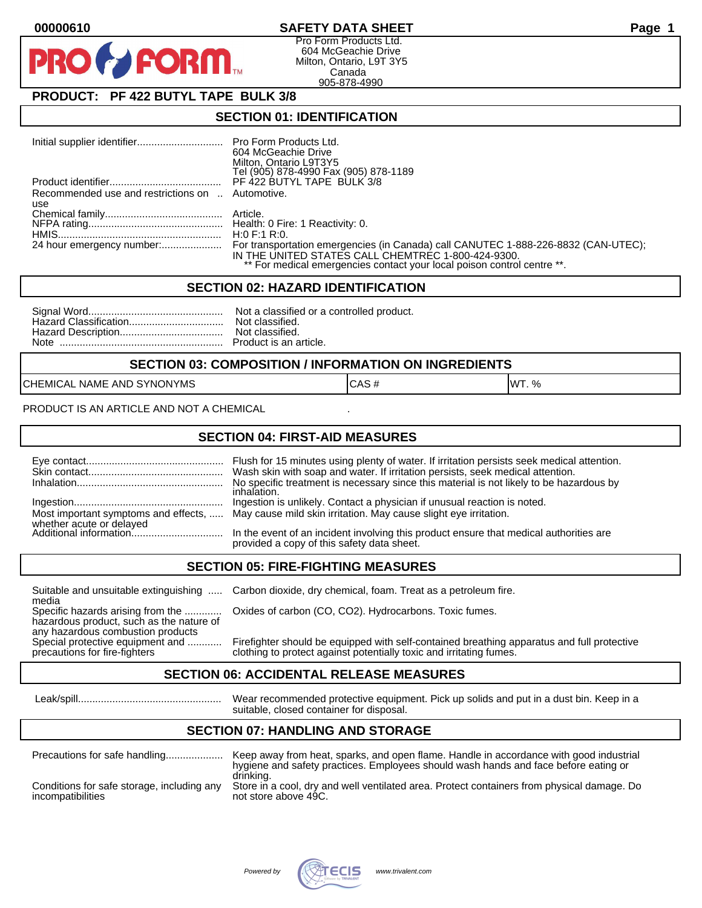00000610

# SAFETY DATA SHEET

Pro Form Products Ltd.
604 McGeachie Drive
Milton, Ontario, L9T 3Y5
Canada
905-878-4990

## PRODUCT: PF 422 BUTYL TAPE BULK 3/8

## SECTION 01: IDENTIFICATION

| | |
|---|---|
| Initial supplier identifier | Pro Form Products Ltd. 604 McGeachie Drive Milton, Ontario L9T3Y5 Tel (905) 878-4990 Fax (905) 878-1189 |
| Product identifier | PF 422 BUTYL TAPE BULK 3/8 |
| Recommended use and restrictions on use | Automotive. |
| Chemical family | Article. |
| NFPA rating | Health: 0 Fire: 1 Reactivity: 0. |
| HMIS | H:0 F:1 R:0. |
| 24 hour emergency number: | For transportation emergencies (in Canada) call CANUTEC 1-888-226-8832 (CAN-UTEC); IN THE UNITED STATES CALL CHEMTREC 1-800-424-9300. ** For medical emergencies contact your local poison control centre **. |

## SECTION 02: HAZARD IDENTIFICATION

| | |
|---|---|
| Signal Word | Not a classified or a controlled product. |
| Hazard Classification | Not classified. |
| Hazard Description | Not classified. |
| Note | Product is an article. |

## SECTION 03: COMPOSITION / INFORMATION ON INGREDIENTS

| CHEMICAL NAME AND SYNONYMS | CAS # | WT. % |
|---|---|---|

PRODUCT IS AN ARTICLE AND NOT A CHEMICAL .

## SECTION 04: FIRST-AID MEASURES

| | |
|---|---|
| Eye contact | Flush for 15 minutes using plenty of water. If irritation persists seek medical attention. |
| Skin contact | Wash skin with soap and water. If irritation persists, seek medical attention. |
| Inhalation | No specific treatment is necessary since this material is not likely to be hazardous by inhalation. |
| Ingestion | Ingestion is unlikely. Contact a physician if unusual reaction is noted. |
| Most important symptoms and effects, whether acute or delayed | May cause mild skin irritation. May cause slight eye irritation. |
| Additional information | In the event of an incident involving this product ensure that medical authorities are provided a copy of this safety data sheet. |

## SECTION 05: FIRE-FIGHTING MEASURES

| | |
|---|---|
| Suitable and unsuitable extinguishing media | Carbon dioxide, dry chemical, foam. Treat as a petroleum fire. |
| Specific hazards arising from the hazardous product, such as the nature of any hazardous combustion products | Oxides of carbon (CO, CO2). Hydrocarbons. Toxic fumes. |
| Special protective equipment and precautions for fire-fighters | Firefighter should be equipped with self-contained breathing apparatus and full protective clothing to protect against potentially toxic and irritating fumes. |

## SECTION 06: ACCIDENTAL RELEASE MEASURES

| | |
|---|---|
| Leak/spill | Wear recommended protective equipment. Pick up solids and put in a dust bin. Keep in a suitable, closed container for disposal. |

## SECTION 07: HANDLING AND STORAGE

| | |
|---|---|
| Precautions for safe handling | Keep away from heat, sparks, and open flame. Handle in accordance with good industrial hygiene and safety practices. Employees should wash hands and face before eating or drinking. |
| Conditions for safe storage, including any incompatibilities | Store in a cool, dry and well ventilated area. Protect containers from physical damage. Do not store above 49C. |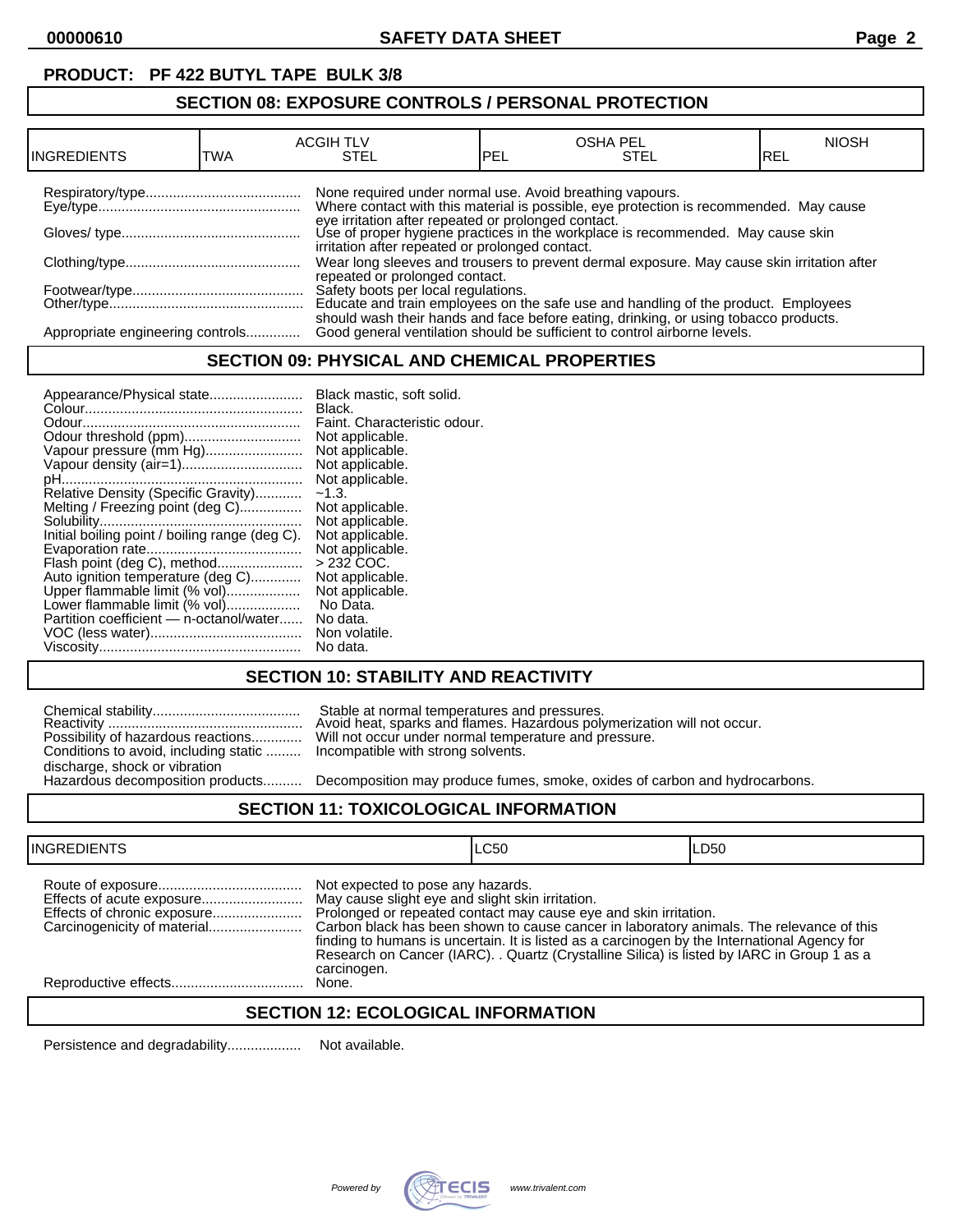**PRODUCT: PF 422 BUTYL TAPE BULK 3/8**

## SECTION 08: EXPOSURE CONTROLS / PERSONAL PROTECTION

| INGREDIENTS | ACGIH TLV TWA | ACGIH TLV STEL | OSHA PEL PEL | OSHA PEL STEL | NIOSH REL |
|---|---|---|---|---|---|

Respiratory/type........................................ None required under normal use. Avoid breathing vapours.

Eye/type.................................................... Where contact with this material is possible, eye protection is recommended. May cause eye irritation after repeated or prolonged contact.

Gloves/ type.............................................. Use of proper hygiene practices in the workplace is recommended. May cause skin irritation after repeated or prolonged contact.

Clothing/type............................................. Wear long sleeves and trousers to prevent dermal exposure. May cause skin irritation after repeated or prolonged contact.

Footwear/type............................................ Safety boots per local regulations.

Other/type.................................................. Educate and train employees on the safe use and handling of the product. Employees should wash their hands and face before eating, drinking, or using tobacco products.

Appropriate engineering controls.............. Good general ventilation should be sufficient to control airborne levels.

## SECTION 09: PHYSICAL AND CHEMICAL PROPERTIES

Appearance/Physical state........................ Black mastic, soft solid.
Colour........................................................ Black.
Odour......................................................... Faint. Characteristic odour.
Odour threshold (ppm)............................. Not applicable.
Vapour pressure (mm Hg)......................... Not applicable.
Vapour density (air=1).............................. Not applicable.
pH.............................................................. Not applicable.
Relative Density (Specific Gravity)............ ~1.3.
Melting / Freezing point (deg C)................ Not applicable.
Solubility.................................................... Not applicable.
Initial boiling point / boiling range (deg C). Not applicable.
Evaporation rate........................................ Not applicable.
Flash point (deg C), method...................... > 232 COC.
Auto ignition temperature (deg C)............. Not applicable.
Upper flammable limit (% vol)................... Not applicable.
Lower flammable limit (% vol)................... No Data.
Partition coefficient — n-octanol/water...... No data.
VOC (less water)....................................... Non volatile.
Viscosity.................................................... No data.

## SECTION 10: STABILITY AND REACTIVITY

Chemical stability...................................... Stable at normal temperatures and pressures.
Reactivity ................................................. Avoid heat, sparks and flames. Hazardous polymerization will not occur.
Possibility of hazardous reactions............. Will not occur under normal temperature and pressure.
Conditions to avoid, including static discharge, shock or vibration ......... Incompatible with strong solvents.
Hazardous decomposition products.......... Decomposition may produce fumes, smoke, oxides of carbon and hydrocarbons.

## SECTION 11: TOXICOLOGICAL INFORMATION

| INGREDIENTS | LC50 | LD50 |
|---|---|---|

Route of exposure..................................... Not expected to pose any hazards.
Effects of acute exposure.......................... May cause slight eye and slight skin irritation.
Effects of chronic exposure....................... Prolonged or repeated contact may cause eye and skin irritation.
Carcinogenicity of material........................ Carbon black has been shown to cause cancer in laboratory animals. The relevance of this finding to humans is uncertain. It is listed as a carcinogen by the International Agency for Research on Cancer (IARC). . Quartz (Crystalline Silica) is listed by IARC in Group 1 as a carcinogen.
Reproductive effects.................................. None.

## SECTION 12: ECOLOGICAL INFORMATION

Persistence and degradability................... Not available.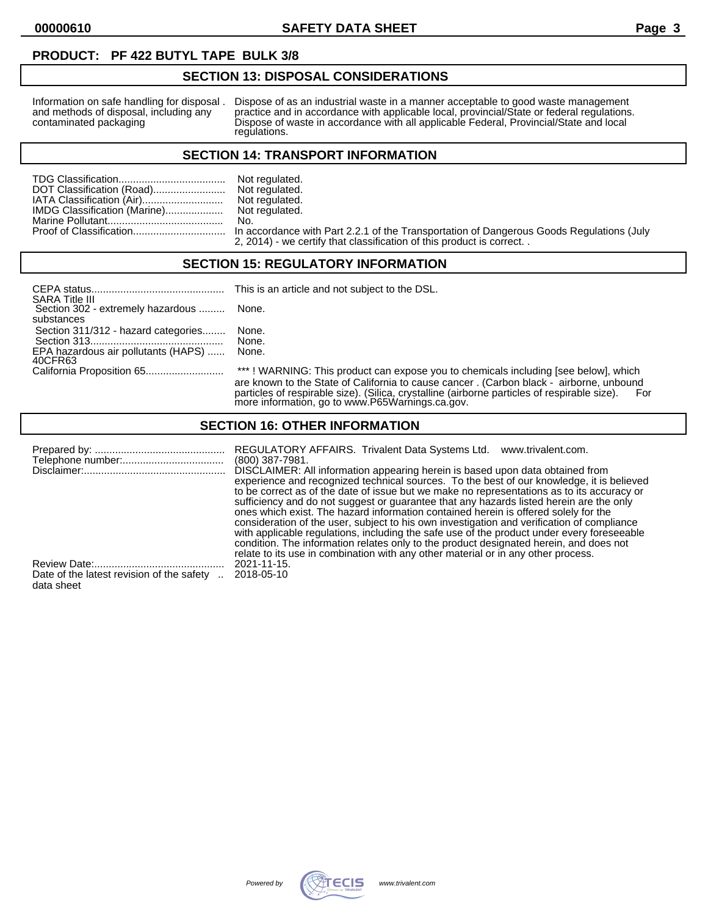**PRODUCT: PF 422 BUTYL TAPE BULK 3/8**

## SECTION 13: DISPOSAL CONSIDERATIONS

| | |
|---|---|
| Information on safe handling for disposal and methods of disposal, including any contaminated packaging | Dispose of as an industrial waste in a manner acceptable to good waste management practice and in accordance with applicable local, provincial/State or federal regulations. Dispose of waste in accordance with all applicable Federal, Provincial/State and local regulations. |

## SECTION 14: TRANSPORT INFORMATION

| | |
|---|---|
| TDG Classification | Not regulated. |
| DOT Classification (Road) | Not regulated. |
| IATA Classification (Air) | Not regulated. |
| IMDG Classification (Marine) | Not regulated. |
| Marine Pollutant | No. |
| Proof of Classification | In accordance with Part 2.2.1 of the Transportation of Dangerous Goods Regulations (July 2, 2014) - we certify that classification of this product is correct. . |

## SECTION 15: REGULATORY INFORMATION

| | |
|---|---|
| CEPA status | This is an article and not subject to the DSL. |
| SARA Title III | |
| Section 302 - extremely hazardous substances | None. |
| Section 311/312 - hazard categories | None. |
| Section 313 | None. |
| EPA hazardous air pollutants (HAPS) 40CFR63 | None. |
| California Proposition 65 | *** ! WARNING: This product can expose you to chemicals including [see below], which are known to the State of California to cause cancer . (Carbon black - airborne, unbound particles of respirable size). (Silica, crystalline (airborne particles of respirable size). For more information, go to www.P65Warnings.ca.gov. |

## SECTION 16: OTHER INFORMATION

| | |
|---|---|
| Prepared by: | REGULATORY AFFAIRS. Trivalent Data Systems Ltd. www.trivalent.com. |
| Telephone number: | (800) 387-7981. |
| Disclaimer: | DISCLAIMER: All information appearing herein is based upon data obtained from experience and recognized technical sources. To the best of our knowledge, it is believed to be correct as of the date of issue but we make no representations as to its accuracy or sufficiency and do not suggest or guarantee that any hazards listed herein are the only ones which exist. The hazard information contained herein is offered solely for the consideration of the user, subject to his own investigation and verification of compliance with applicable regulations, including the safe use of the product under every foreseeable condition. The information relates only to the product designated herein, and does not relate to its use in combination with any other material or in any other process. |
| Review Date: | 2021-11-15. |
| Date of the latest revision of the safety data sheet | 2018-05-10 |